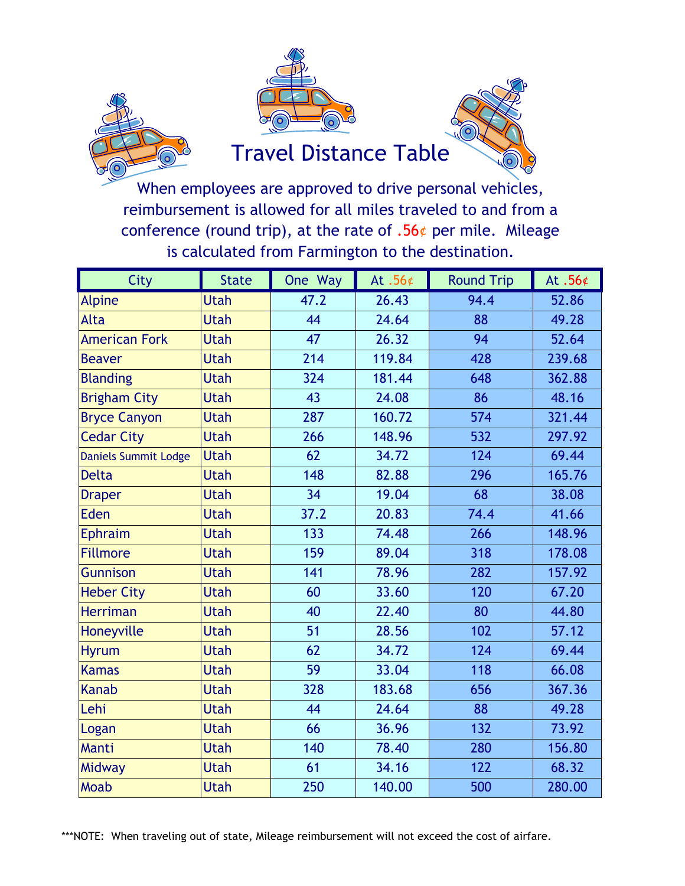# Travel Distance Table

When employees are approved to drive personal vehicles, reimbursement is allowed for all miles traveled to and from a conference (round trip), at the rate of .56¢ per mile. Mileage is calculated from Farmington to the destination.

| City | State | One Way | At .56¢ | Round Trip | At .56¢ |
|---|---|---|---|---|---|
| Alpine | Utah | 47.2 | 26.43 | 94.4 | 52.86 |
| Alta | Utah | 44 | 24.64 | 88 | 49.28 |
| American Fork | Utah | 47 | 26.32 | 94 | 52.64 |
| Beaver | Utah | 214 | 119.84 | 428 | 239.68 |
| Blanding | Utah | 324 | 181.44 | 648 | 362.88 |
| Brigham City | Utah | 43 | 24.08 | 86 | 48.16 |
| Bryce Canyon | Utah | 287 | 160.72 | 574 | 321.44 |
| Cedar City | Utah | 266 | 148.96 | 532 | 297.92 |
| Daniels Summit Lodge | Utah | 62 | 34.72 | 124 | 69.44 |
| Delta | Utah | 148 | 82.88 | 296 | 165.76 |
| Draper | Utah | 34 | 19.04 | 68 | 38.08 |
| Eden | Utah | 37.2 | 20.83 | 74.4 | 41.66 |
| Ephraim | Utah | 133 | 74.48 | 266 | 148.96 |
| Fillmore | Utah | 159 | 89.04 | 318 | 178.08 |
| Gunnison | Utah | 141 | 78.96 | 282 | 157.92 |
| Heber City | Utah | 60 | 33.60 | 120 | 67.20 |
| Herriman | Utah | 40 | 22.40 | 80 | 44.80 |
| Honeyville | Utah | 51 | 28.56 | 102 | 57.12 |
| Hyrum | Utah | 62 | 34.72 | 124 | 69.44 |
| Kamas | Utah | 59 | 33.04 | 118 | 66.08 |
| Kanab | Utah | 328 | 183.68 | 656 | 367.36 |
| Lehi | Utah | 44 | 24.64 | 88 | 49.28 |
| Logan | Utah | 66 | 36.96 | 132 | 73.92 |
| Manti | Utah | 140 | 78.40 | 280 | 156.80 |
| Midway | Utah | 61 | 34.16 | 122 | 68.32 |
| Moab | Utah | 250 | 140.00 | 500 | 280.00 |

***NOTE: When traveling out of state, Mileage reimbursement will not exceed the cost of airfare.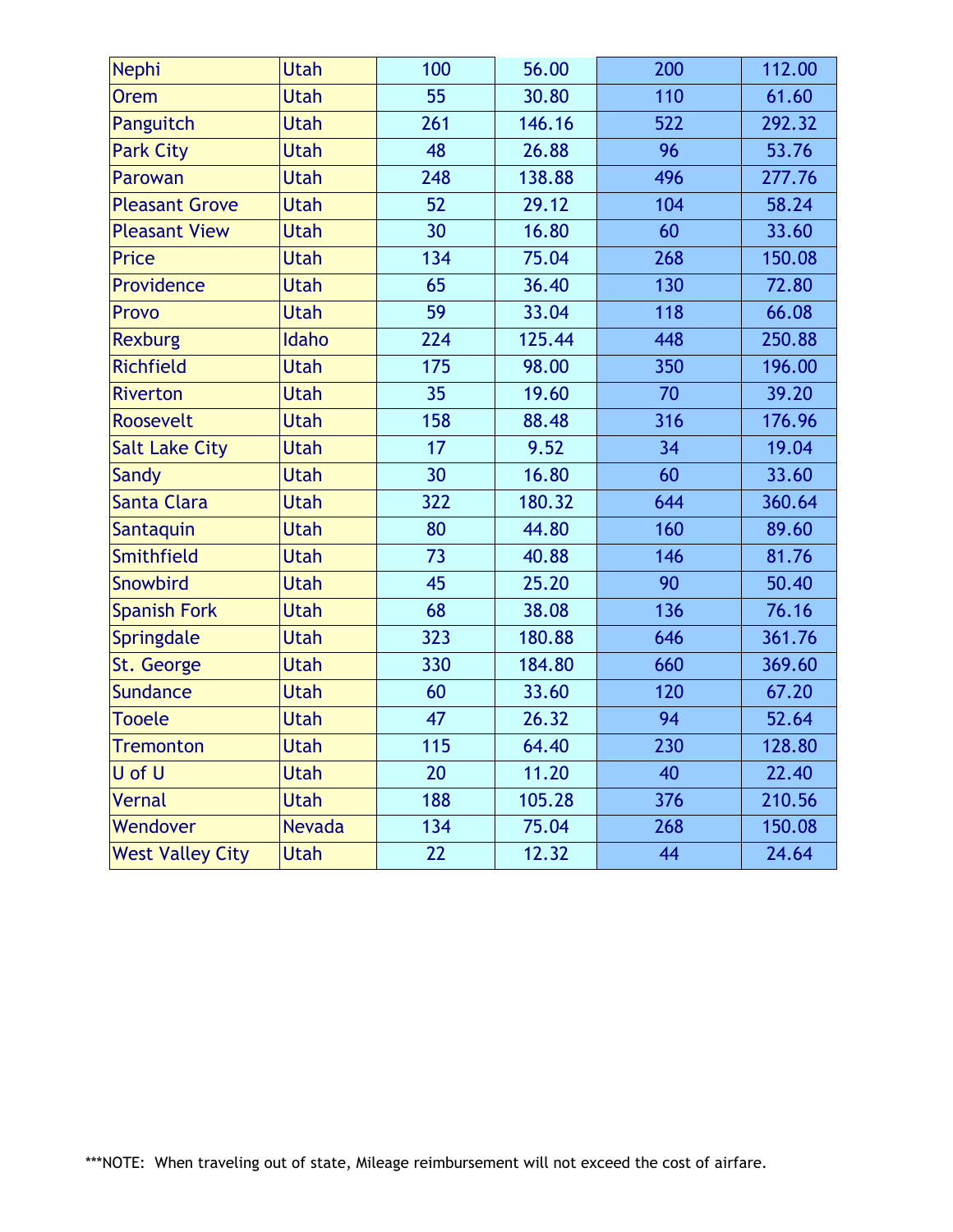| | | | | | |
|---|---|---|---|---|---|
| Nephi | Utah | 100 | 56.00 | 200 | 112.00 |
| Orem | Utah | 55 | 30.80 | 110 | 61.60 |
| Panguitch | Utah | 261 | 146.16 | 522 | 292.32 |
| Park City | Utah | 48 | 26.88 | 96 | 53.76 |
| Parowan | Utah | 248 | 138.88 | 496 | 277.76 |
| Pleasant Grove | Utah | 52 | 29.12 | 104 | 58.24 |
| Pleasant View | Utah | 30 | 16.80 | 60 | 33.60 |
| Price | Utah | 134 | 75.04 | 268 | 150.08 |
| Providence | Utah | 65 | 36.40 | 130 | 72.80 |
| Provo | Utah | 59 | 33.04 | 118 | 66.08 |
| Rexburg | Idaho | 224 | 125.44 | 448 | 250.88 |
| Richfield | Utah | 175 | 98.00 | 350 | 196.00 |
| Riverton | Utah | 35 | 19.60 | 70 | 39.20 |
| Roosevelt | Utah | 158 | 88.48 | 316 | 176.96 |
| Salt Lake City | Utah | 17 | 9.52 | 34 | 19.04 |
| Sandy | Utah | 30 | 16.80 | 60 | 33.60 |
| Santa Clara | Utah | 322 | 180.32 | 644 | 360.64 |
| Santaquin | Utah | 80 | 44.80 | 160 | 89.60 |
| Smithfield | Utah | 73 | 40.88 | 146 | 81.76 |
| Snowbird | Utah | 45 | 25.20 | 90 | 50.40 |
| Spanish Fork | Utah | 68 | 38.08 | 136 | 76.16 |
| Springdale | Utah | 323 | 180.88 | 646 | 361.76 |
| St. George | Utah | 330 | 184.80 | 660 | 369.60 |
| Sundance | Utah | 60 | 33.60 | 120 | 67.20 |
| Tooele | Utah | 47 | 26.32 | 94 | 52.64 |
| Tremonton | Utah | 115 | 64.40 | 230 | 128.80 |
| U of U | Utah | 20 | 11.20 | 40 | 22.40 |
| Vernal | Utah | 188 | 105.28 | 376 | 210.56 |
| Wendover | Nevada | 134 | 75.04 | 268 | 150.08 |
| West Valley City | Utah | 22 | 12.32 | 44 | 24.64 |

***NOTE: When traveling out of state, Mileage reimbursement will not exceed the cost of airfare.